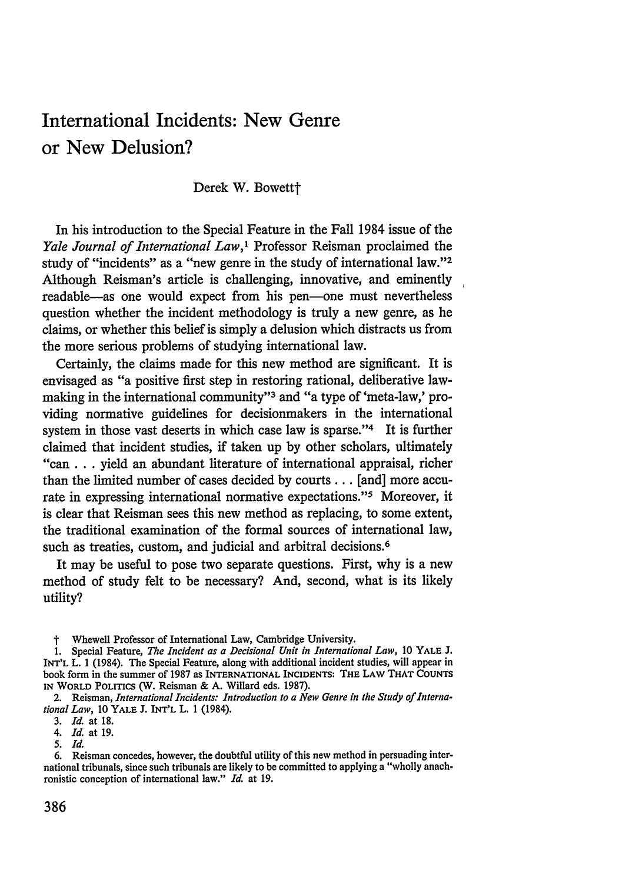# International Incidents: New Genre or New Delusion?

Derek W. Bowett†

In his introduction to the Special Feature in the Fall 1984 issue of the *Yale Journal of International Law*,[1] Professor Reisman proclaimed the study of "incidents" as a "new genre in the study of international law."[2] Although Reisman's article is challenging, innovative, and eminently readable—as one would expect from his pen—one must nevertheless question whether the incident methodology is truly a new genre, as he claims, or whether this belief is simply a delusion which distracts us from the more serious problems of studying international law.

Certainly, the claims made for this new method are significant. It is envisaged as "a positive first step in restoring rational, deliberative lawmaking in the international community"[3] and "a type of 'meta-law,' providing normative guidelines for decisionmakers in the international system in those vast deserts in which case law is sparse."[4] It is further claimed that incident studies, if taken up by other scholars, ultimately "can . . . yield an abundant literature of international appraisal, richer than the limited number of cases decided by courts . . . [and] more accurate in expressing international normative expectations."[5] Moreover, it is clear that Reisman sees this new method as replacing, to some extent, the traditional examination of the formal sources of international law, such as treaties, custom, and judicial and arbitral decisions.[6]

It may be useful to pose two separate questions. First, why is a new method of study felt to be necessary? And, second, what is its likely utility?

† Whewell Professor of International Law, Cambridge University.

1. Special Feature, *The Incident as a Decisional Unit in International Law*, 10 YALE J. INT'L L. 1 (1984). The Special Feature, along with additional incident studies, will appear in book form in the summer of 1987 as INTERNATIONAL INCIDENTS: THE LAW THAT COUNTS IN WORLD POLITICS (W. Reisman & A. Willard eds. 1987).

2. Reisman, *International Incidents: Introduction to a New Genre in the Study of International Law*, 10 YALE J. INT'L L. 1 (1984).

3. *Id.* at 18.

4. *Id.* at 19.

5. *Id.*

6. Reisman concedes, however, the doubtful utility of this new method in persuading international tribunals, since such tribunals are likely to be committed to applying a "wholly anachronistic conception of international law." *Id.* at 19.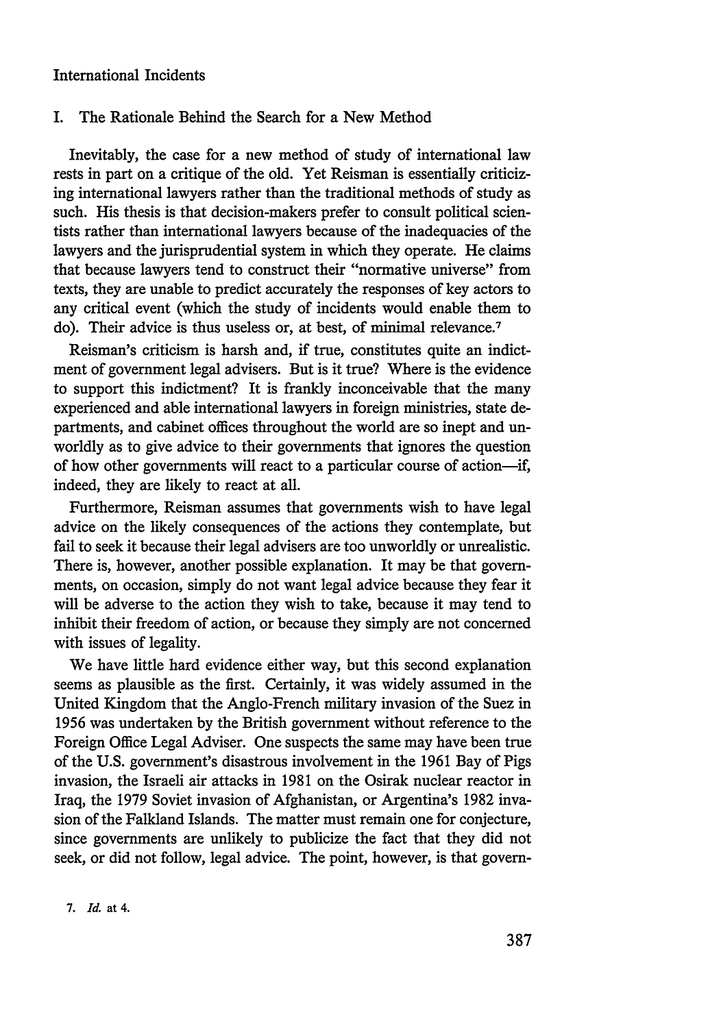## I. The Rationale Behind the Search for a New Method

Inevitably, the case for a new method of study of international law rests in part on a critique of the old. Yet Reisman is essentially criticizing international lawyers rather than the traditional methods of study as such. His thesis is that decision-makers prefer to consult political scientists rather than international lawyers because of the inadequacies of the lawyers and the jurisprudential system in which they operate. He claims that because lawyers tend to construct their "normative universe" from texts, they are unable to predict accurately the responses of key actors to any critical event (which the study of incidents would enable them to do). Their advice is thus useless or, at best, of minimal relevance.[7]

Reisman's criticism is harsh and, if true, constitutes quite an indictment of government legal advisers. But is it true? Where is the evidence to support this indictment? It is frankly inconceivable that the many experienced and able international lawyers in foreign ministries, state departments, and cabinet offices throughout the world are so inept and unworldly as to give advice to their governments that ignores the question of how other governments will react to a particular course of action—if, indeed, they are likely to react at all.

Furthermore, Reisman assumes that governments wish to have legal advice on the likely consequences of the actions they contemplate, but fail to seek it because their legal advisers are too unworldly or unrealistic. There is, however, another possible explanation. It may be that governments, on occasion, simply do not want legal advice because they fear it will be adverse to the action they wish to take, because it may tend to inhibit their freedom of action, or because they simply are not concerned with issues of legality.

We have little hard evidence either way, but this second explanation seems as plausible as the first. Certainly, it was widely assumed in the United Kingdom that the Anglo-French military invasion of the Suez in 1956 was undertaken by the British government without reference to the Foreign Office Legal Adviser. One suspects the same may have been true of the U.S. government's disastrous involvement in the 1961 Bay of Pigs invasion, the Israeli air attacks in 1981 on the Osirak nuclear reactor in Iraq, the 1979 Soviet invasion of Afghanistan, or Argentina's 1982 invasion of the Falkland Islands. The matter must remain one for conjecture, since governments are unlikely to publicize the fact that they did not seek, or did not follow, legal advice. The point, however, is that govern-

7. *Id.* at 4.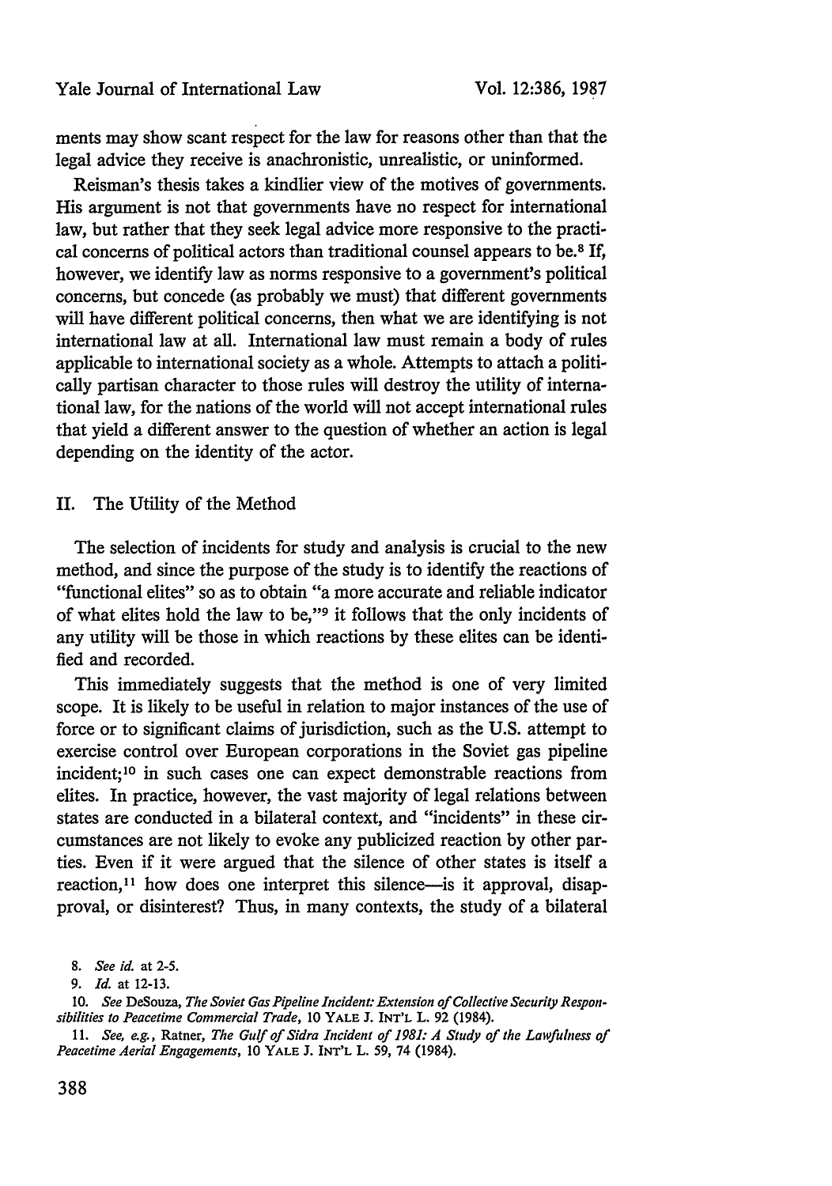ments may show scant respect for the law for reasons other than that the legal advice they receive is anachronistic, unrealistic, or uninformed.

Reisman's thesis takes a kindlier view of the motives of governments. His argument is not that governments have no respect for international law, but rather that they seek legal advice more responsive to the practical concerns of political actors than traditional counsel appears to be.[8] If, however, we identify law as norms responsive to a government's political concerns, but concede (as probably we must) that different governments will have different political concerns, then what we are identifying is not international law at all. International law must remain a body of rules applicable to international society as a whole. Attempts to attach a politically partisan character to those rules will destroy the utility of international law, for the nations of the world will not accept international rules that yield a different answer to the question of whether an action is legal depending on the identity of the actor.

## II. The Utility of the Method

The selection of incidents for study and analysis is crucial to the new method, and since the purpose of the study is to identify the reactions of "functional elites" so as to obtain "a more accurate and reliable indicator of what elites hold the law to be,"[9] it follows that the only incidents of any utility will be those in which reactions by these elites can be identified and recorded.

This immediately suggests that the method is one of very limited scope. It is likely to be useful in relation to major instances of the use of force or to significant claims of jurisdiction, such as the U.S. attempt to exercise control over European corporations in the Soviet gas pipeline incident;[10] in such cases one can expect demonstrable reactions from elites. In practice, however, the vast majority of legal relations between states are conducted in a bilateral context, and "incidents" in these circumstances are not likely to evoke any publicized reaction by other parties. Even if it were argued that the silence of other states is itself a reaction,[11] how does one interpret this silence—is it approval, disapproval, or disinterest? Thus, in many contexts, the study of a bilateral

---

8. *See id.* at 2-5.

9. *Id.* at 12-13.

10. *See* DeSouza, *The Soviet Gas Pipeline Incident: Extension of Collective Security Responsibilities to Peacetime Commercial Trade*, 10 YALE J. INT'L L. 92 (1984).

11. *See, e.g.*, Ratner, *The Gulf of Sidra Incident of 1981: A Study of the Lawfulness of Peacetime Aerial Engagements*, 10 YALE J. INT'L L. 59, 74 (1984).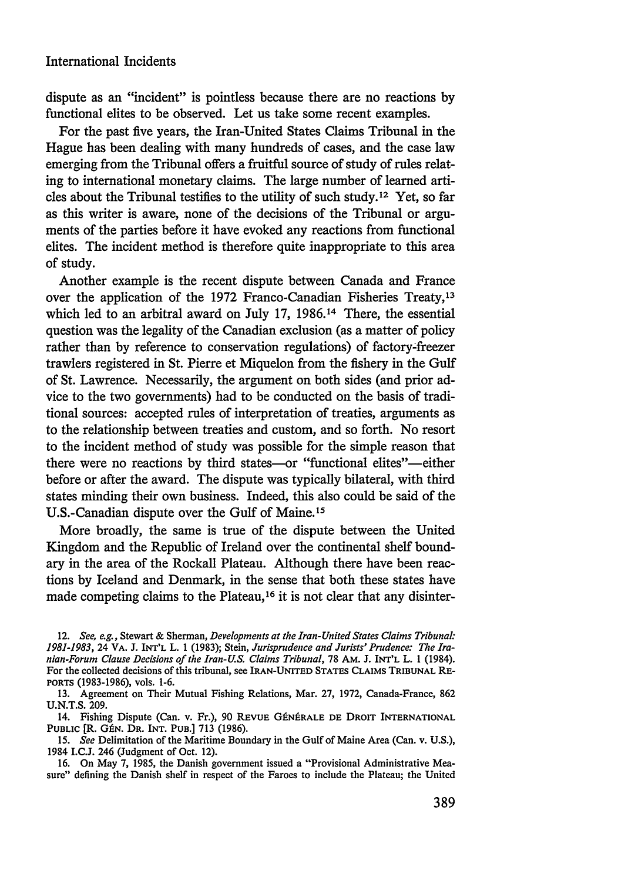dispute as an "incident" is pointless because there are no reactions by functional elites to be observed. Let us take some recent examples.

For the past five years, the Iran-United States Claims Tribunal in the Hague has been dealing with many hundreds of cases, and the case law emerging from the Tribunal offers a fruitful source of study of rules relating to international monetary claims. The large number of learned articles about the Tribunal testifies to the utility of such study.[12] Yet, so far as this writer is aware, none of the decisions of the Tribunal or arguments of the parties before it have evoked any reactions from functional elites. The incident method is therefore quite inappropriate to this area of study.

Another example is the recent dispute between Canada and France over the application of the 1972 Franco-Canadian Fisheries Treaty,[13] which led to an arbitral award on July 17, 1986.[14] There, the essential question was the legality of the Canadian exclusion (as a matter of policy rather than by reference to conservation regulations) of factory-freezer trawlers registered in St. Pierre et Miquelon from the fishery in the Gulf of St. Lawrence. Necessarily, the argument on both sides (and prior advice to the two governments) had to be conducted on the basis of traditional sources: accepted rules of interpretation of treaties, arguments as to the relationship between treaties and custom, and so forth. No resort to the incident method of study was possible for the simple reason that there were no reactions by third states—or "functional elites"—either before or after the award. The dispute was typically bilateral, with third states minding their own business. Indeed, this also could be said of the U.S.-Canadian dispute over the Gulf of Maine.[15]

More broadly, the same is true of the dispute between the United Kingdom and the Republic of Ireland over the continental shelf boundary in the area of the Rockall Plateau. Although there have been reactions by Iceland and Denmark, in the sense that both these states have made competing claims to the Plateau,[16] it is not clear that any disinter-

---

12. *See, e.g.*, Stewart & Sherman, *Developments at the Iran-United States Claims Tribunal: 1981-1983*, 24 VA. J. INT'L L. 1 (1983); Stein, *Jurisprudence and Jurists' Prudence: The Iranian-Forum Clause Decisions of the Iran-U.S. Claims Tribunal*, 78 AM. J. INT'L L. 1 (1984). For the collected decisions of this tribunal, see IRAN-UNITED STATES CLAIMS TRIBUNAL REPORTS (1983-1986), vols. 1-6.

13. Agreement on Their Mutual Fishing Relations, Mar. 27, 1972, Canada-France, 862 U.N.T.S. 209.

14. Fishing Dispute (Can. v. Fr.), 90 REVUE GÉNÉRALE DE DROIT INTERNATIONAL PUBLIC [R. GÉN. DR. INT. PUB.] 713 (1986).

15. *See* Delimitation of the Maritime Boundary in the Gulf of Maine Area (Can. v. U.S.), 1984 I.C.J. 246 (Judgment of Oct. 12).

16. On May 7, 1985, the Danish government issued a "Provisional Administrative Measure" defining the Danish shelf in respect of the Faroes to include the Plateau; the United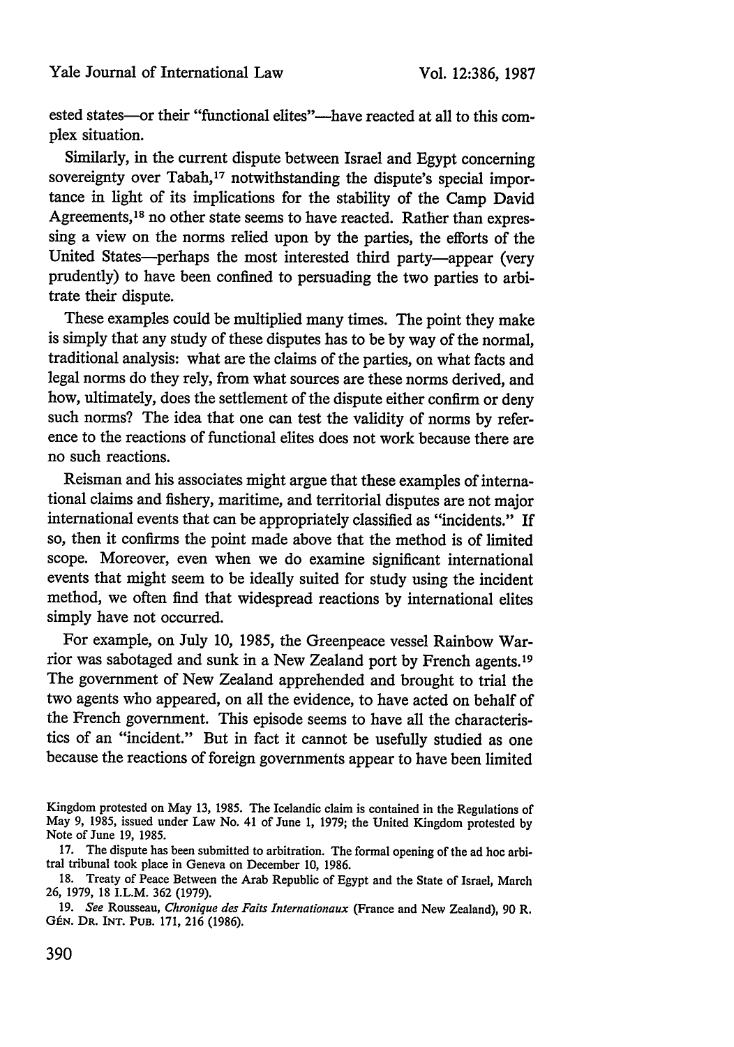ested states—or their "functional elites"—have reacted at all to this complex situation.

Similarly, in the current dispute between Israel and Egypt concerning sovereignty over Tabah,[17] notwithstanding the dispute's special importance in light of its implications for the stability of the Camp David Agreements,[18] no other state seems to have reacted. Rather than expressing a view on the norms relied upon by the parties, the efforts of the United States—perhaps the most interested third party—appear (very prudently) to have been confined to persuading the two parties to arbitrate their dispute.

These examples could be multiplied many times. The point they make is simply that any study of these disputes has to be by way of the normal, traditional analysis: what are the claims of the parties, on what facts and legal norms do they rely, from what sources are these norms derived, and how, ultimately, does the settlement of the dispute either confirm or deny such norms? The idea that one can test the validity of norms by reference to the reactions of functional elites does not work because there are no such reactions.

Reisman and his associates might argue that these examples of international claims and fishery, maritime, and territorial disputes are not major international events that can be appropriately classified as "incidents." If so, then it confirms the point made above that the method is of limited scope. Moreover, even when we do examine significant international events that might seem to be ideally suited for study using the incident method, we often find that widespread reactions by international elites simply have not occurred.

For example, on July 10, 1985, the Greenpeace vessel Rainbow Warrior was sabotaged and sunk in a New Zealand port by French agents.[19] The government of New Zealand apprehended and brought to trial the two agents who appeared, on all the evidence, to have acted on behalf of the French government. This episode seems to have all the characteristics of an "incident." But in fact it cannot be usefully studied as one because the reactions of foreign governments appear to have been limited

---

Kingdom protested on May 13, 1985. The Icelandic claim is contained in the Regulations of May 9, 1985, issued under Law No. 41 of June 1, 1979; the United Kingdom protested by Note of June 19, 1985.

17. The dispute has been submitted to arbitration. The formal opening of the ad hoc arbitral tribunal took place in Geneva on December 10, 1986.

18. Treaty of Peace Between the Arab Republic of Egypt and the State of Israel, March 26, 1979, 18 I.L.M. 362 (1979).

19. *See* Rousseau, *Chronique des Faits Internationaux* (France and New Zealand), 90 R. GÉN. DR. INT. PUB. 171, 216 (1986).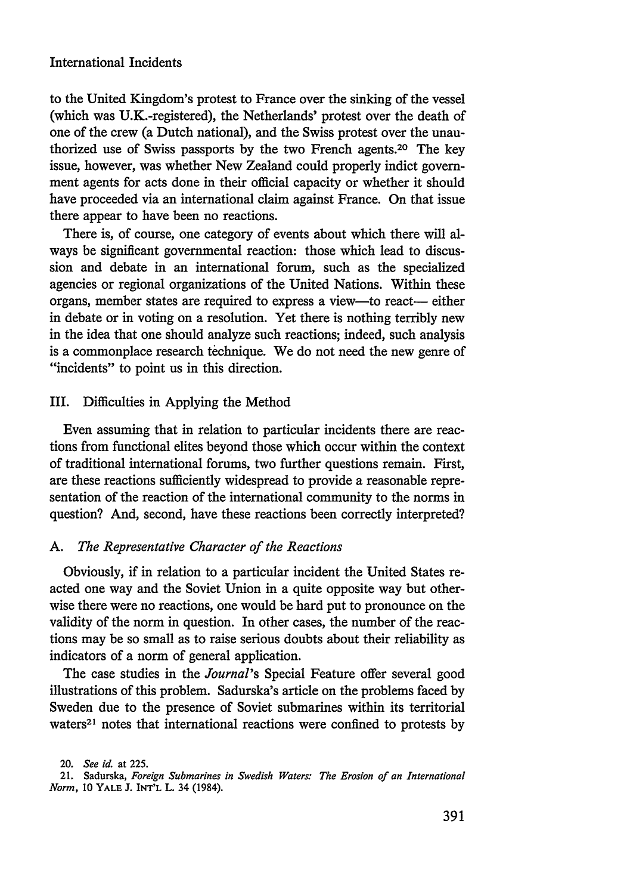to the United Kingdom's protest to France over the sinking of the vessel (which was U.K.-registered), the Netherlands' protest over the death of one of the crew (a Dutch national), and the Swiss protest over the unauthorized use of Swiss passports by the two French agents.[20] The key issue, however, was whether New Zealand could properly indict government agents for acts done in their official capacity or whether it should have proceeded via an international claim against France. On that issue there appear to have been no reactions.

There is, of course, one category of events about which there will always be significant governmental reaction: those which lead to discussion and debate in an international forum, such as the specialized agencies or regional organizations of the United Nations. Within these organs, member states are required to express a view—to react— either in debate or in voting on a resolution. Yet there is nothing terribly new in the idea that one should analyze such reactions; indeed, such analysis is a commonplace research technique. We do not need the new genre of "incidents" to point us in this direction.

## III. Difficulties in Applying the Method

Even assuming that in relation to particular incidents there are reactions from functional elites beyond those which occur within the context of traditional international forums, two further questions remain. First, are these reactions sufficiently widespread to provide a reasonable representation of the reaction of the international community to the norms in question? And, second, have these reactions been correctly interpreted?

### A. *The Representative Character of the Reactions*

Obviously, if in relation to a particular incident the United States reacted one way and the Soviet Union in a quite opposite way but otherwise there were no reactions, one would be hard put to pronounce on the validity of the norm in question. In other cases, the number of the reactions may be so small as to raise serious doubts about their reliability as indicators of a norm of general application.

The case studies in the *Journal*'s Special Feature offer several good illustrations of this problem. Sadurska's article on the problems faced by Sweden due to the presence of Soviet submarines within its territorial waters[21] notes that international reactions were confined to protests by

20. *See id.* at 225.

21. Sadurska, *Foreign Submarines in Swedish Waters: The Erosion of an International Norm*, 10 YALE J. INT'L L. 34 (1984).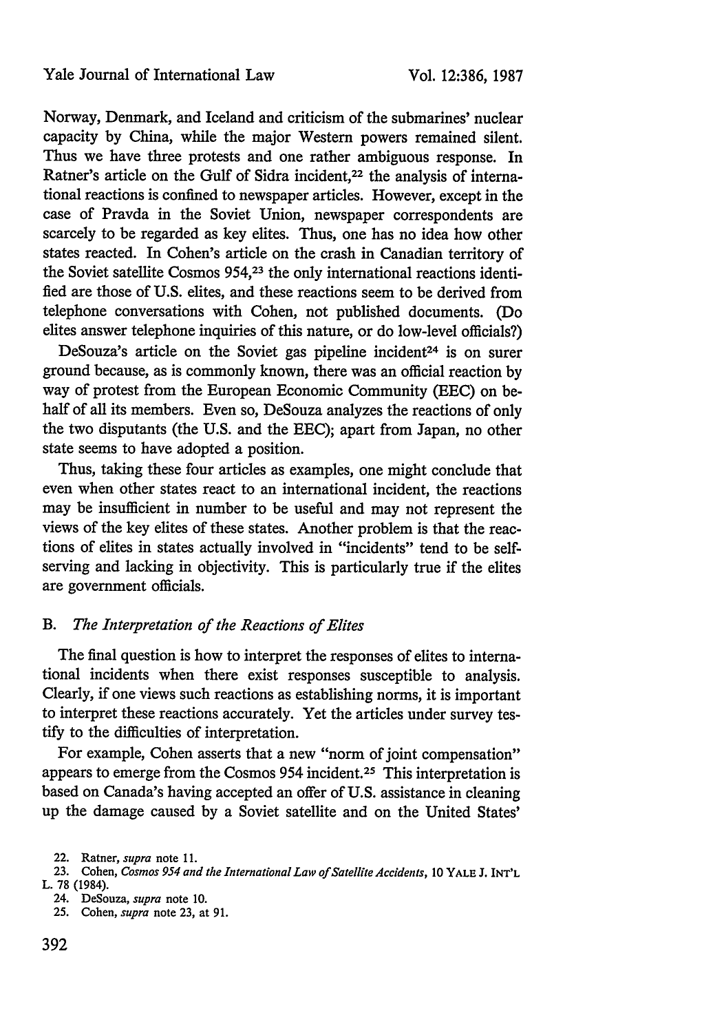Norway, Denmark, and Iceland and criticism of the submarines' nuclear capacity by China, while the major Western powers remained silent. Thus we have three protests and one rather ambiguous response. In Ratner's article on the Gulf of Sidra incident,[22] the analysis of international reactions is confined to newspaper articles. However, except in the case of Pravda in the Soviet Union, newspaper correspondents are scarcely to be regarded as key elites. Thus, one has no idea how other states reacted. In Cohen's article on the crash in Canadian territory of the Soviet satellite Cosmos 954,[23] the only international reactions identified are those of U.S. elites, and these reactions seem to be derived from telephone conversations with Cohen, not published documents. (Do elites answer telephone inquiries of this nature, or do low-level officials?)

DeSouza's article on the Soviet gas pipeline incident[24] is on surer ground because, as is commonly known, there was an official reaction by way of protest from the European Economic Community (EEC) on behalf of all its members. Even so, DeSouza analyzes the reactions of only the two disputants (the U.S. and the EEC); apart from Japan, no other state seems to have adopted a position.

Thus, taking these four articles as examples, one might conclude that even when other states react to an international incident, the reactions may be insufficient in number to be useful and may not represent the views of the key elites of these states. Another problem is that the reactions of elites in states actually involved in "incidents" tend to be self-serving and lacking in objectivity. This is particularly true if the elites are government officials.

### B. *The Interpretation of the Reactions of Elites*

The final question is how to interpret the responses of elites to international incidents when there exist responses susceptible to analysis. Clearly, if one views such reactions as establishing norms, it is important to interpret these reactions accurately. Yet the articles under survey testify to the difficulties of interpretation.

For example, Cohen asserts that a new "norm of joint compensation" appears to emerge from the Cosmos 954 incident.[25] This interpretation is based on Canada's having accepted an offer of U.S. assistance in cleaning up the damage caused by a Soviet satellite and on the United States'

22. Ratner, *supra* note 11.

23. Cohen, *Cosmos 954 and the International Law of Satellite Accidents*, 10 YALE J. INT'L L. 78 (1984).

24. DeSouza, *supra* note 10.

25. Cohen, *supra* note 23, at 91.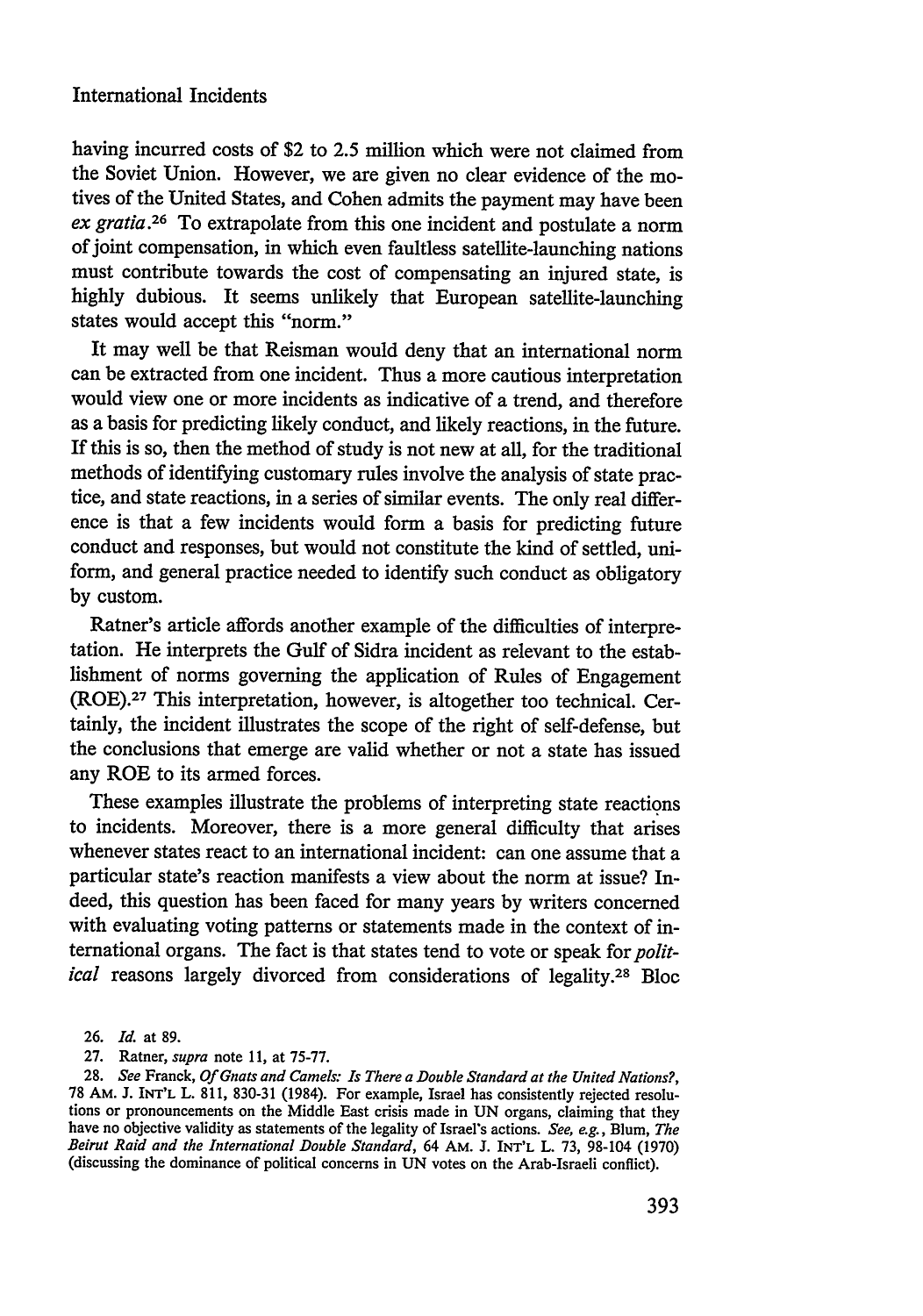having incurred costs of $2 to 2.5 million which were not claimed from the Soviet Union. However, we are given no clear evidence of the motives of the United States, and Cohen admits the payment may have been *ex gratia*.[26] To extrapolate from this one incident and postulate a norm of joint compensation, in which even faultless satellite-launching nations must contribute towards the cost of compensating an injured state, is highly dubious. It seems unlikely that European satellite-launching states would accept this "norm."

It may well be that Reisman would deny that an international norm can be extracted from one incident. Thus a more cautious interpretation would view one or more incidents as indicative of a trend, and therefore as a basis for predicting likely conduct, and likely reactions, in the future. If this is so, then the method of study is not new at all, for the traditional methods of identifying customary rules involve the analysis of state practice, and state reactions, in a series of similar events. The only real difference is that a few incidents would form a basis for predicting future conduct and responses, but would not constitute the kind of settled, uniform, and general practice needed to identify such conduct as obligatory by custom.

Ratner's article affords another example of the difficulties of interpretation. He interprets the Gulf of Sidra incident as relevant to the establishment of norms governing the application of Rules of Engagement (ROE).[27] This interpretation, however, is altogether too technical. Certainly, the incident illustrates the scope of the right of self-defense, but the conclusions that emerge are valid whether or not a state has issued any ROE to its armed forces.

These examples illustrate the problems of interpreting state reactions to incidents. Moreover, there is a more general difficulty that arises whenever states react to an international incident: can one assume that a particular state's reaction manifests a view about the norm at issue? Indeed, this question has been faced for many years by writers concerned with evaluating voting patterns or statements made in the context of international organs. The fact is that states tend to vote or speak for *political* reasons largely divorced from considerations of legality.[28] Bloc

26. *Id.* at 89.

27. Ratner, *supra* note 11, at 75-77.

28. *See* Franck, *Of Gnats and Camels: Is There a Double Standard at the United Nations?*, 78 AM. J. INT'L L. 811, 830-31 (1984). For example, Israel has consistently rejected resolutions or pronouncements on the Middle East crisis made in UN organs, claiming that they have no objective validity as statements of the legality of Israel's actions. *See, e.g.*, Blum, *The Beirut Raid and the International Double Standard*, 64 AM. J. INT'L L. 73, 98-104 (1970) (discussing the dominance of political concerns in UN votes on the Arab-Israeli conflict).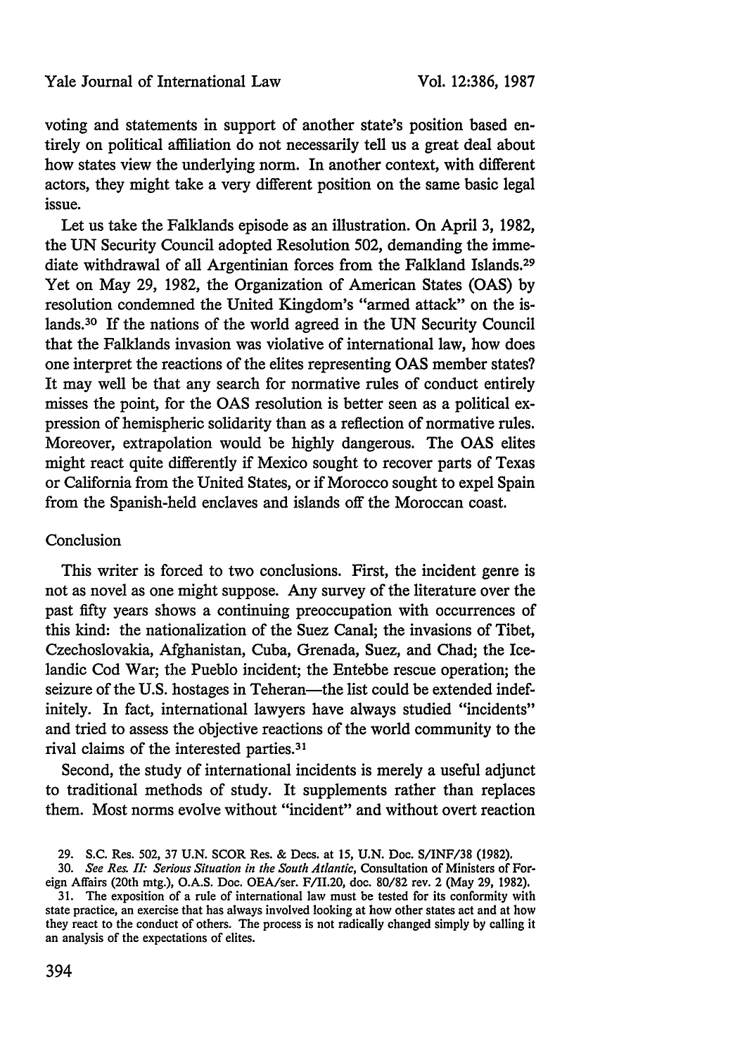voting and statements in support of another state's position based entirely on political affiliation do not necessarily tell us a great deal about how states view the underlying norm. In another context, with different actors, they might take a very different position on the same basic legal issue.

Let us take the Falklands episode as an illustration. On April 3, 1982, the UN Security Council adopted Resolution 502, demanding the immediate withdrawal of all Argentinian forces from the Falkland Islands.[29] Yet on May 29, 1982, the Organization of American States (OAS) by resolution condemned the United Kingdom's "armed attack" on the islands.[30] If the nations of the world agreed in the UN Security Council that the Falklands invasion was violative of international law, how does one interpret the reactions of the elites representing OAS member states? It may well be that any search for normative rules of conduct entirely misses the point, for the OAS resolution is better seen as a political expression of hemispheric solidarity than as a reflection of normative rules. Moreover, extrapolation would be highly dangerous. The OAS elites might react quite differently if Mexico sought to recover parts of Texas or California from the United States, or if Morocco sought to expel Spain from the Spanish-held enclaves and islands off the Moroccan coast.

## Conclusion

This writer is forced to two conclusions. First, the incident genre is not as novel as one might suppose. Any survey of the literature over the past fifty years shows a continuing preoccupation with occurrences of this kind: the nationalization of the Suez Canal; the invasions of Tibet, Czechoslovakia, Afghanistan, Cuba, Grenada, Suez, and Chad; the Icelandic Cod War; the Pueblo incident; the Entebbe rescue operation; the seizure of the U.S. hostages in Teheran—the list could be extended indefinitely. In fact, international lawyers have always studied "incidents" and tried to assess the objective reactions of the world community to the rival claims of the interested parties.[31]

Second, the study of international incidents is merely a useful adjunct to traditional methods of study. It supplements rather than replaces them. Most norms evolve without "incident" and without overt reaction

29. S.C. Res. 502, 37 U.N. SCOR Res. & Decs. at 15, U.N. Doc. S/INF/38 (1982).

30. *See Res. II: Serious Situation in the South Atlantic*, Consultation of Ministers of Foreign Affairs (20th mtg.), O.A.S. Doc. OEA/ser. F/II.20, doc. 80/82 rev. 2 (May 29, 1982).

31. The exposition of a rule of international law must be tested for its conformity with state practice, an exercise that has always involved looking at how other states act and at how they react to the conduct of others. The process is not radically changed simply by calling it an analysis of the expectations of elites.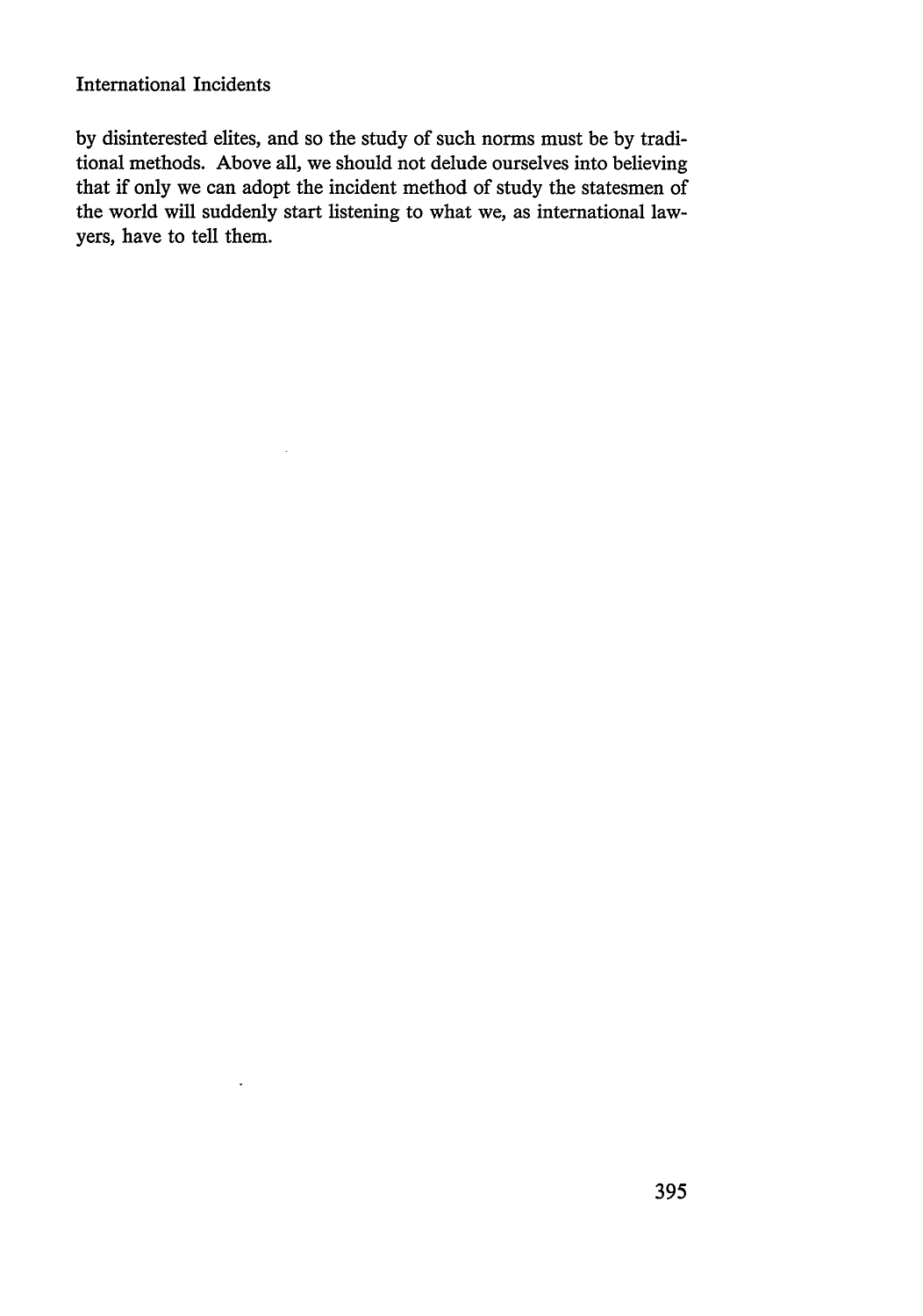by disinterested elites, and so the study of such norms must be by traditional methods. Above all, we should not delude ourselves into believing that if only we can adopt the incident method of study the statesmen of the world will suddenly start listening to what we, as international lawyers, have to tell them.